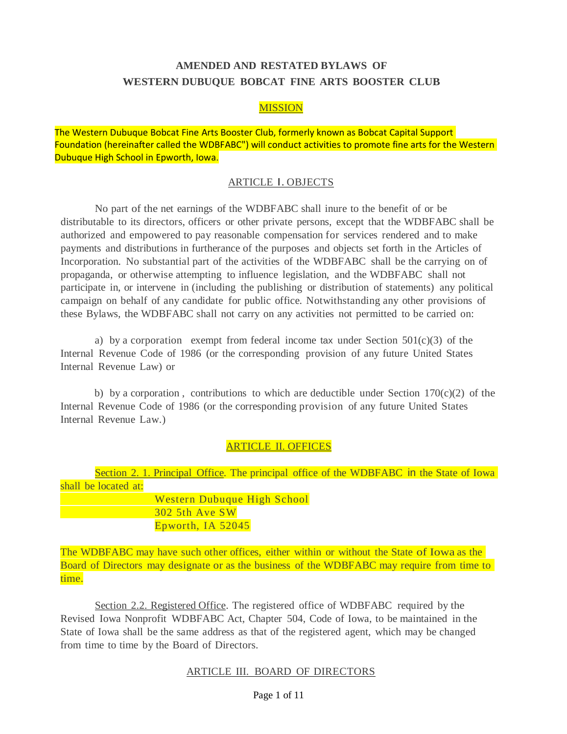# AMENDED AND RESTATED BYLAWS OF
# WESTERN DUBUQUE BOBCAT FINE ARTS BOOSTER CLUB

## MISSION

The Western Dubuque Bobcat Fine Arts Booster Club, formerly known as Bobcat Capital Support Foundation (hereinafter called the WDBFABC") will conduct activities to promote fine arts for the Western Dubuque High School in Epworth, Iowa.

## ARTICLE I. OBJECTS

No part of the net earnings of the WDBFABC shall inure to the benefit of or be distributable to its directors, officers or other private persons, except that the WDBFABC shall be authorized and empowered to pay reasonable compensation for services rendered and to make payments and distributions in furtherance of the purposes and objects set forth in the Articles of Incorporation. No substantial part of the activities of the WDBFABC shall be the carrying on of propaganda, or otherwise attempting to influence legislation, and the WDBFABC shall not participate in, or intervene in (including the publishing or distribution of statements) any political campaign on behalf of any candidate for public office. Notwithstanding any other provisions of these Bylaws, the WDBFABC shall not carry on any activities not permitted to be carried on:

a) by a corporation exempt from federal income tax under Section 501(c)(3) of the Internal Revenue Code of 1986 (or the corresponding provision of any future United States Internal Revenue Law) or

b) by a corporation, contributions to which are deductible under Section 170(c)(2) of the Internal Revenue Code of 1986 (or the corresponding provision of any future United States Internal Revenue Law.)

## ARTICLE II. OFFICES

Section 2. 1. Principal Office. The principal office of the WDBFABC in the State of Iowa shall be located at:

Western Dubuque High School
302 5th Ave SW
Epworth, IA 52045

The WDBFABC may have such other offices, either within or without the State of Iowa as the Board of Directors may designate or as the business of the WDBFABC may require from time to time.

Section 2.2. Registered Office. The registered office of WDBFABC required by the Revised Iowa Nonprofit WDBFABC Act, Chapter 504, Code of Iowa, to be maintained in the State of Iowa shall be the same address as that of the registered agent, which may be changed from time to time by the Board of Directors.

## ARTICLE III. BOARD OF DIRECTORS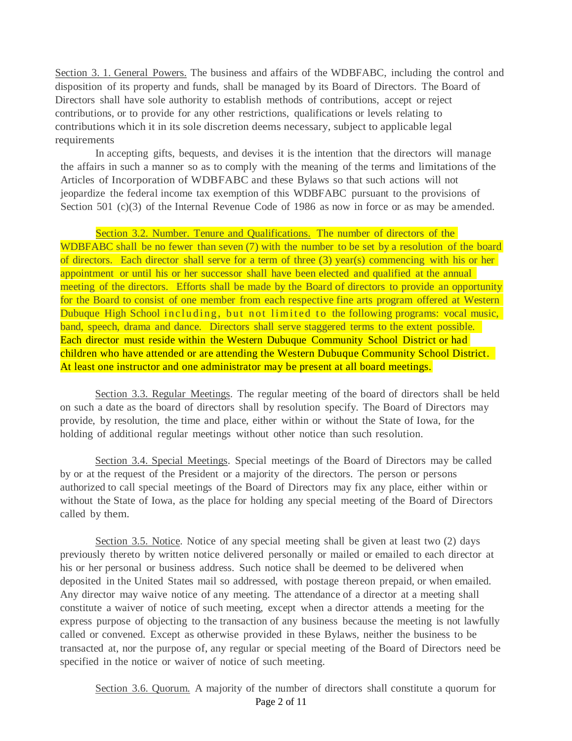Section 3. 1. General Powers. The business and affairs of the WDBFABC, including the control and disposition of its property and funds, shall be managed by its Board of Directors. The Board of Directors shall have sole authority to establish methods of contributions, accept or reject contributions, or to provide for any other restrictions, qualifications or levels relating to contributions which it in its sole discretion deems necessary, subject to applicable legal requirements

In accepting gifts, bequests, and devises it is the intention that the directors will manage the affairs in such a manner so as to comply with the meaning of the terms and limitations of the Articles of Incorporation of WDBFABC and these Bylaws so that such actions will not jeopardize the federal income tax exemption of this WDBFABC pursuant to the provisions of Section 501 (c)(3) of the Internal Revenue Code of 1986 as now in force or as may be amended.

Section 3.2. Number. Tenure and Qualifications. The number of directors of the WDBFABC shall be no fewer than seven (7) with the number to be set by a resolution of the board of directors. Each director shall serve for a term of three (3) year(s) commencing with his or her appointment or until his or her successor shall have been elected and qualified at the annual meeting of the directors. Efforts shall be made by the Board of directors to provide an opportunity for the Board to consist of one member from each respective fine arts program offered at Western Dubuque High School including, but not limited to the following programs: vocal music, band, speech, drama and dance. Directors shall serve staggered terms to the extent possible. Each director must reside within the Western Dubuque Community School District or had children who have attended or are attending the Western Dubuque Community School District. At least one instructor and one administrator may be present at all board meetings.

Section 3.3. Regular Meetings. The regular meeting of the board of directors shall be held on such a date as the board of directors shall by resolution specify. The Board of Directors may provide, by resolution, the time and place, either within or without the State of Iowa, for the holding of additional regular meetings without other notice than such resolution.

Section 3.4. Special Meetings. Special meetings of the Board of Directors may be called by or at the request of the President or a majority of the directors. The person or persons authorized to call special meetings of the Board of Directors may fix any place, either within or without the State of Iowa, as the place for holding any special meeting of the Board of Directors called by them.

Section 3.5. Notice. Notice of any special meeting shall be given at least two (2) days previously thereto by written notice delivered personally or mailed or emailed to each director at his or her personal or business address. Such notice shall be deemed to be delivered when deposited in the United States mail so addressed, with postage thereon prepaid, or when emailed. Any director may waive notice of any meeting. The attendance of a director at a meeting shall constitute a waiver of notice of such meeting, except when a director attends a meeting for the express purpose of objecting to the transaction of any business because the meeting is not lawfully called or convened. Except as otherwise provided in these Bylaws, neither the business to be transacted at, nor the purpose of, any regular or special meeting of the Board of Directors need be specified in the notice or waiver of notice of such meeting.

Section 3.6. Quorum. A majority of the number of directors shall constitute a quorum for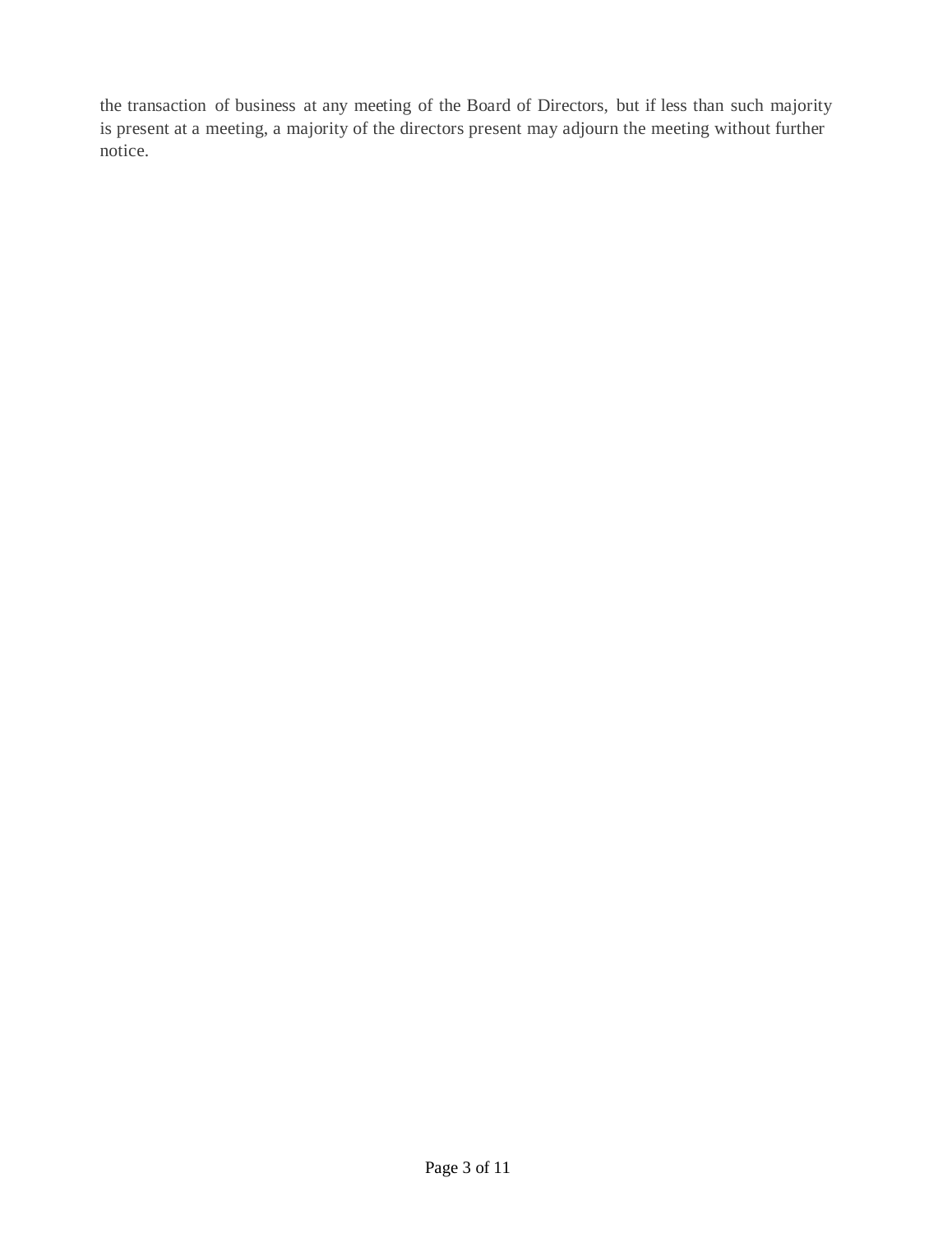the transaction of business at any meeting of the Board of Directors, but if less than such majority is present at a meeting, a majority of the directors present may adjourn the meeting without further notice.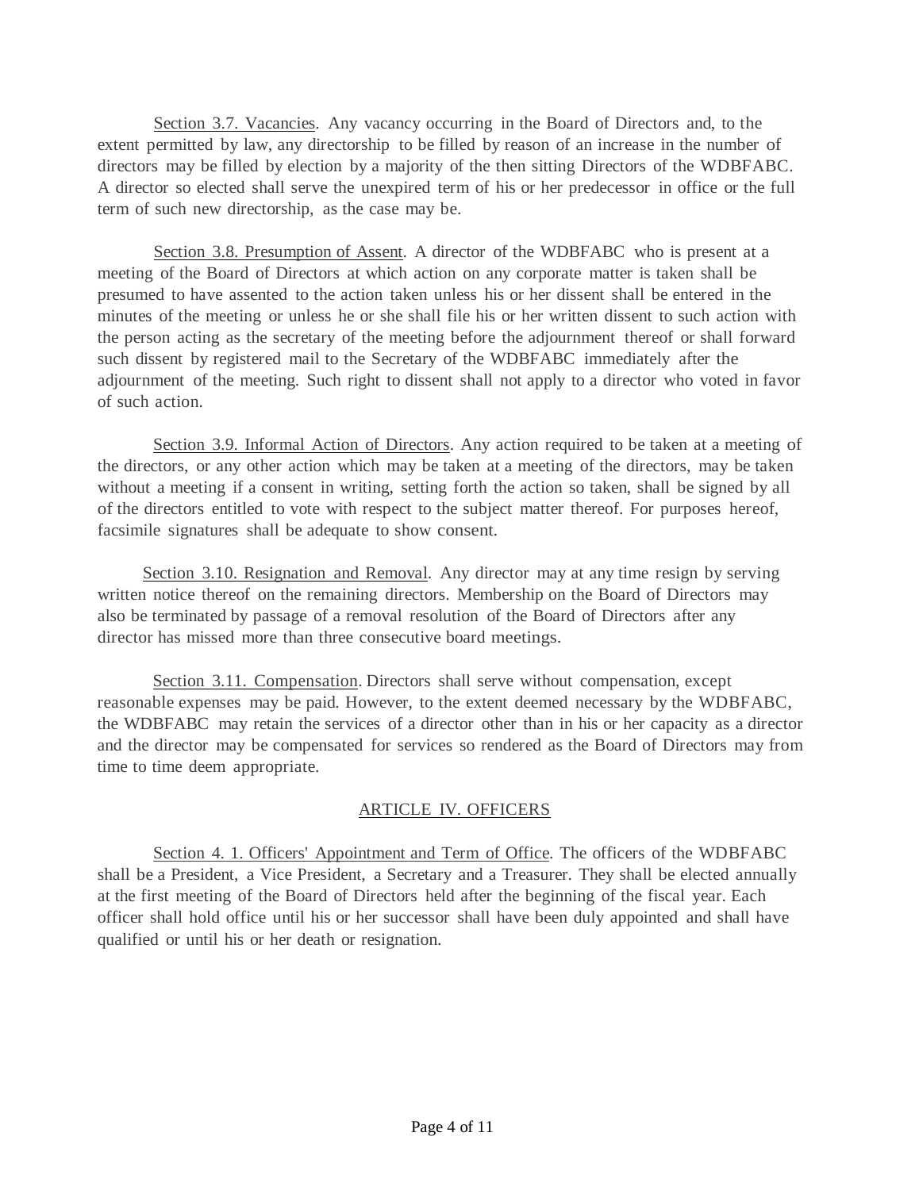Section 3.7. Vacancies. Any vacancy occurring in the Board of Directors and, to the extent permitted by law, any directorship to be filled by reason of an increase in the number of directors may be filled by election by a majority of the then sitting Directors of the WDBFABC. A director so elected shall serve the unexpired term of his or her predecessor in office or the full term of such new directorship, as the case may be.

Section 3.8. Presumption of Assent. A director of the WDBFABC who is present at a meeting of the Board of Directors at which action on any corporate matter is taken shall be presumed to have assented to the action taken unless his or her dissent shall be entered in the minutes of the meeting or unless he or she shall file his or her written dissent to such action with the person acting as the secretary of the meeting before the adjournment thereof or shall forward such dissent by registered mail to the Secretary of the WDBFABC immediately after the adjournment of the meeting. Such right to dissent shall not apply to a director who voted in favor of such action.

Section 3.9. Informal Action of Directors. Any action required to be taken at a meeting of the directors, or any other action which may be taken at a meeting of the directors, may be taken without a meeting if a consent in writing, setting forth the action so taken, shall be signed by all of the directors entitled to vote with respect to the subject matter thereof. For purposes hereof, facsimile signatures shall be adequate to show consent.

Section 3.10. Resignation and Removal. Any director may at any time resign by serving written notice thereof on the remaining directors. Membership on the Board of Directors may also be terminated by passage of a removal resolution of the Board of Directors after any director has missed more than three consecutive board meetings.

Section 3.11. Compensation. Directors shall serve without compensation, except reasonable expenses may be paid. However, to the extent deemed necessary by the WDBFABC, the WDBFABC may retain the services of a director other than in his or her capacity as a director and the director may be compensated for services so rendered as the Board of Directors may from time to time deem appropriate.

## ARTICLE IV. OFFICERS

Section 4. 1. Officers' Appointment and Term of Office. The officers of the WDBFABC shall be a President, a Vice President, a Secretary and a Treasurer. They shall be elected annually at the first meeting of the Board of Directors held after the beginning of the fiscal year. Each officer shall hold office until his or her successor shall have been duly appointed and shall have qualified or until his or her death or resignation.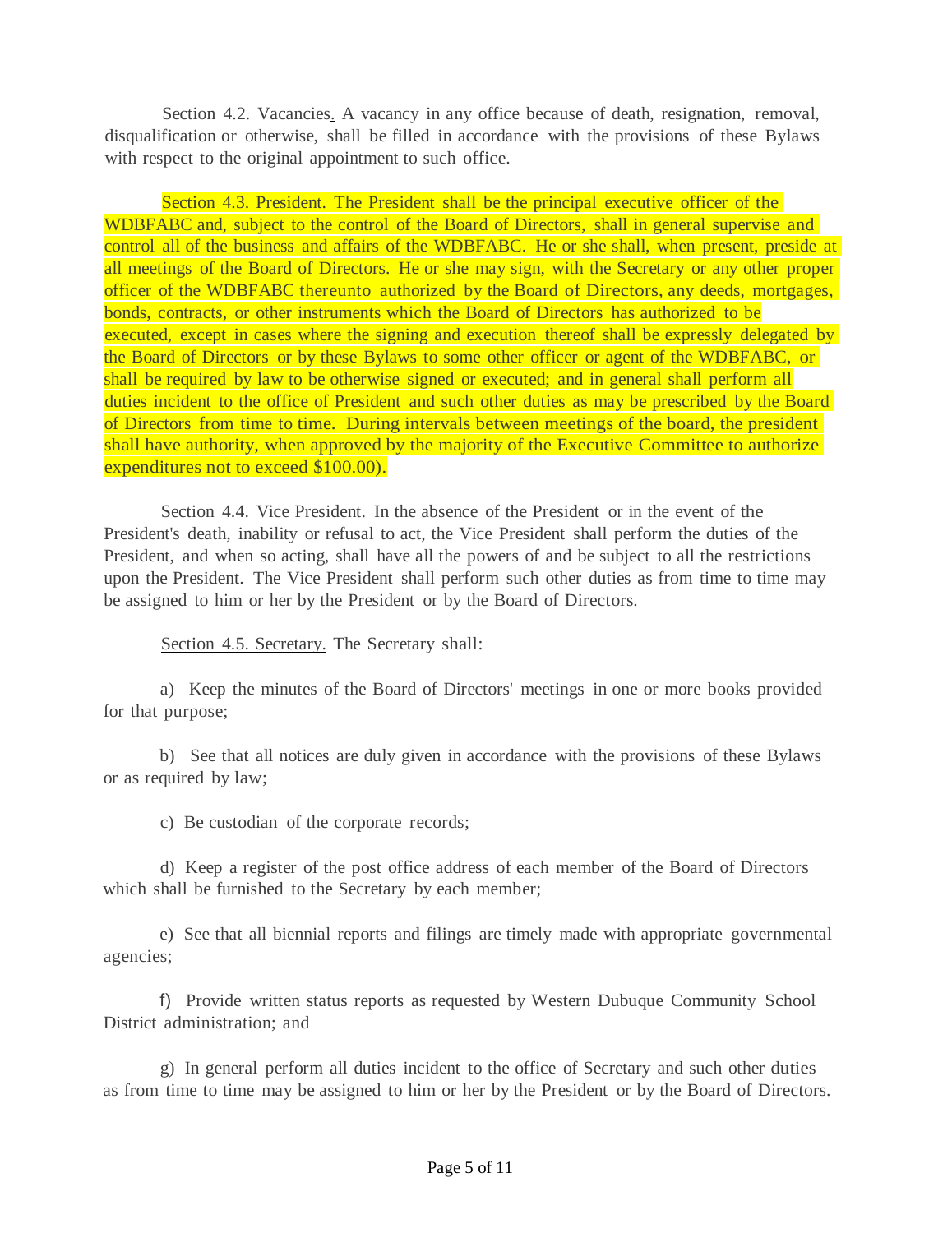<u>Section 4.2. Vacancies.</u> A vacancy in any office because of death, resignation, removal, disqualification or otherwise, shall be filled in accordance with the provisions of these Bylaws with respect to the original appointment to such office.

<u>Section 4.3. President</u>. The President shall be the principal executive officer of the WDBFABC and, subject to the control of the Board of Directors, shall in general supervise and control all of the business and affairs of the WDBFABC. He or she shall, when present, preside at all meetings of the Board of Directors. He or she may sign, with the Secretary or any other proper officer of the WDBFABC thereunto authorized by the Board of Directors, any deeds, mortgages, bonds, contracts, or other instruments which the Board of Directors has authorized to be executed, except in cases where the signing and execution thereof shall be expressly delegated by the Board of Directors or by these Bylaws to some other officer or agent of the WDBFABC, or shall be required by law to be otherwise signed or executed; and in general shall perform all duties incident to the office of President and such other duties as may be prescribed by the Board of Directors from time to time. During intervals between meetings of the board, the president shall have authority, when approved by the majority of the Executive Committee to authorize expenditures not to exceed $100.00).

<u>Section 4.4. Vice President</u>. In the absence of the President or in the event of the President's death, inability or refusal to act, the Vice President shall perform the duties of the President, and when so acting, shall have all the powers of and be subject to all the restrictions upon the President. The Vice President shall perform such other duties as from time to time may be assigned to him or her by the President or by the Board of Directors.

<u>Section 4.5. Secretary.</u> The Secretary shall:

a) Keep the minutes of the Board of Directors' meetings in one or more books provided for that purpose;

b) See that all notices are duly given in accordance with the provisions of these Bylaws or as required by law;

c) Be custodian of the corporate records;

d) Keep a register of the post office address of each member of the Board of Directors which shall be furnished to the Secretary by each member;

e) See that all biennial reports and filings are timely made with appropriate governmental agencies;

f) Provide written status reports as requested by Western Dubuque Community School District administration; and

g) In general perform all duties incident to the office of Secretary and such other duties as from time to time may be assigned to him or her by the President or by the Board of Directors.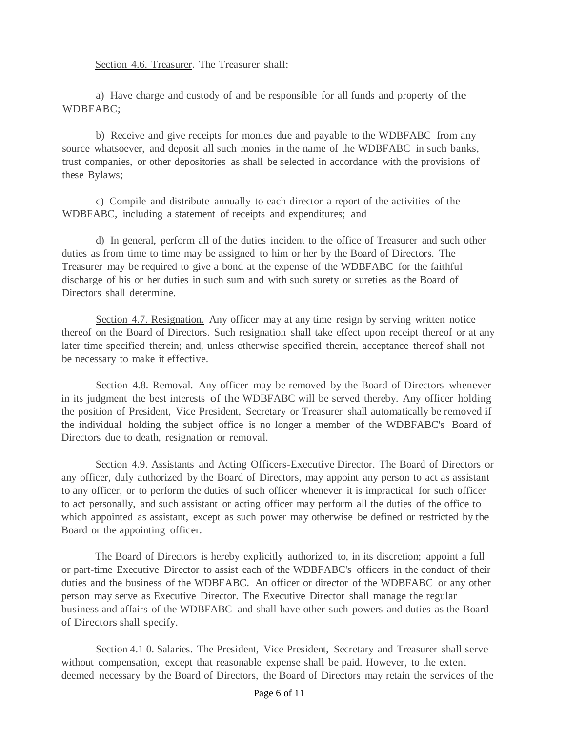<u>Section 4.6. Treasurer</u>. The Treasurer shall:

a) Have charge and custody of and be responsible for all funds and property of the WDBFABC;

b) Receive and give receipts for monies due and payable to the WDBFABC from any source whatsoever, and deposit all such monies in the name of the WDBFABC in such banks, trust companies, or other depositories as shall be selected in accordance with the provisions of these Bylaws;

c) Compile and distribute annually to each director a report of the activities of the WDBFABC, including a statement of receipts and expenditures; and

d) In general, perform all of the duties incident to the office of Treasurer and such other duties as from time to time may be assigned to him or her by the Board of Directors. The Treasurer may be required to give a bond at the expense of the WDBFABC for the faithful discharge of his or her duties in such sum and with such surety or sureties as the Board of Directors shall determine.

<u>Section 4.7. Resignation.</u> Any officer may at any time resign by serving written notice thereof on the Board of Directors. Such resignation shall take effect upon receipt thereof or at any later time specified therein; and, unless otherwise specified therein, acceptance thereof shall not be necessary to make it effective.

<u>Section 4.8. Removal</u>. Any officer may be removed by the Board of Directors whenever in its judgment the best interests of the WDBFABC will be served thereby. Any officer holding the position of President, Vice President, Secretary or Treasurer shall automatically be removed if the individual holding the subject office is no longer a member of the WDBFABC's Board of Directors due to death, resignation or removal.

<u>Section 4.9. Assistants and Acting Officers-Executive Director.</u> The Board of Directors or any officer, duly authorized by the Board of Directors, may appoint any person to act as assistant to any officer, or to perform the duties of such officer whenever it is impractical for such officer to act personally, and such assistant or acting officer may perform all the duties of the office to which appointed as assistant, except as such power may otherwise be defined or restricted by the Board or the appointing officer.

The Board of Directors is hereby explicitly authorized to, in its discretion; appoint a full or part-time Executive Director to assist each of the WDBFABC's officers in the conduct of their duties and the business of the WDBFABC. An officer or director of the WDBFABC or any other person may serve as Executive Director. The Executive Director shall manage the regular business and affairs of the WDBFABC and shall have other such powers and duties as the Board of Directors shall specify.

<u>Section 4.1 0. Salaries</u>. The President, Vice President, Secretary and Treasurer shall serve without compensation, except that reasonable expense shall be paid. However, to the extent deemed necessary by the Board of Directors, the Board of Directors may retain the services of the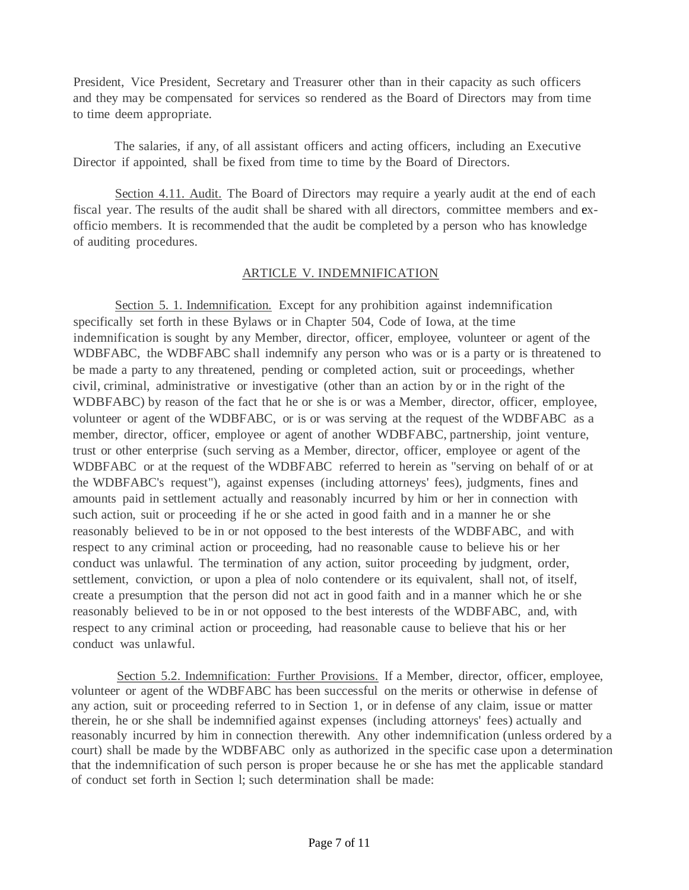President, Vice President, Secretary and Treasurer other than in their capacity as such officers and they may be compensated for services so rendered as the Board of Directors may from time to time deem appropriate.

The salaries, if any, of all assistant officers and acting officers, including an Executive Director if appointed, shall be fixed from time to time by the Board of Directors.

Section 4.11. Audit. The Board of Directors may require a yearly audit at the end of each fiscal year. The results of the audit shall be shared with all directors, committee members and ex-officio members. It is recommended that the audit be completed by a person who has knowledge of auditing procedures.

## ARTICLE V. INDEMNIFICATION

Section 5. 1. Indemnification. Except for any prohibition against indemnification specifically set forth in these Bylaws or in Chapter 504, Code of Iowa, at the time indemnification is sought by any Member, director, officer, employee, volunteer or agent of the WDBFABC, the WDBFABC shall indemnify any person who was or is a party or is threatened to be made a party to any threatened, pending or completed action, suit or proceedings, whether civil, criminal, administrative or investigative (other than an action by or in the right of the WDBFABC) by reason of the fact that he or she is or was a Member, director, officer, employee, volunteer or agent of the WDBFABC, or is or was serving at the request of the WDBFABC as a member, director, officer, employee or agent of another WDBFABC, partnership, joint venture, trust or other enterprise (such serving as a Member, director, officer, employee or agent of the WDBFABC or at the request of the WDBFABC referred to herein as "serving on behalf of or at the WDBFABC's request"), against expenses (including attorneys' fees), judgments, fines and amounts paid in settlement actually and reasonably incurred by him or her in connection with such action, suit or proceeding if he or she acted in good faith and in a manner he or she reasonably believed to be in or not opposed to the best interests of the WDBFABC, and with respect to any criminal action or proceeding, had no reasonable cause to believe his or her conduct was unlawful. The termination of any action, suitor proceeding by judgment, order, settlement, conviction, or upon a plea of nolo contendere or its equivalent, shall not, of itself, create a presumption that the person did not act in good faith and in a manner which he or she reasonably believed to be in or not opposed to the best interests of the WDBFABC, and, with respect to any criminal action or proceeding, had reasonable cause to believe that his or her conduct was unlawful.

Section 5.2. Indemnification: Further Provisions. If a Member, director, officer, employee, volunteer or agent of the WDBFABC has been successful on the merits or otherwise in defense of any action, suit or proceeding referred to in Section 1, or in defense of any claim, issue or matter therein, he or she shall be indemnified against expenses (including attorneys' fees) actually and reasonably incurred by him in connection therewith. Any other indemnification (unless ordered by a court) shall be made by the WDBFABC only as authorized in the specific case upon a determination that the indemnification of such person is proper because he or she has met the applicable standard of conduct set forth in Section l; such determination shall be made: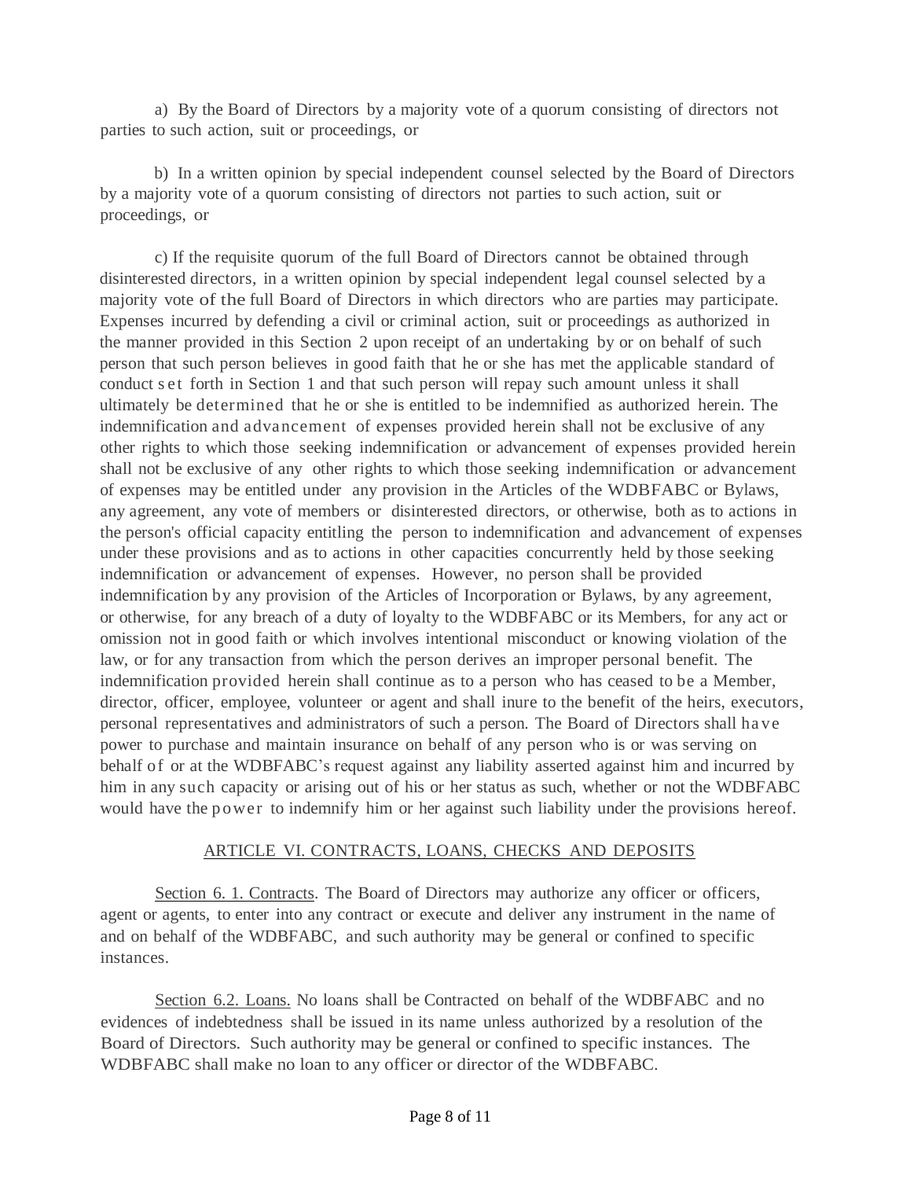a) By the Board of Directors by a majority vote of a quorum consisting of directors not parties to such action, suit or proceedings, or

b) In a written opinion by special independent counsel selected by the Board of Directors by a majority vote of a quorum consisting of directors not parties to such action, suit or proceedings, or

c) If the requisite quorum of the full Board of Directors cannot be obtained through disinterested directors, in a written opinion by special independent legal counsel selected by a majority vote of the full Board of Directors in which directors who are parties may participate. Expenses incurred by defending a civil or criminal action, suit or proceedings as authorized in the manner provided in this Section 2 upon receipt of an undertaking by or on behalf of such person that such person believes in good faith that he or she has met the applicable standard of conduct set forth in Section 1 and that such person will repay such amount unless it shall ultimately be determined that he or she is entitled to be indemnified as authorized herein. The indemnification and advancement of expenses provided herein shall not be exclusive of any other rights to which those seeking indemnification or advancement of expenses provided herein shall not be exclusive of any other rights to which those seeking indemnification or advancement of expenses may be entitled under any provision in the Articles of the WDBFABC or Bylaws, any agreement, any vote of members or disinterested directors, or otherwise, both as to actions in the person's official capacity entitling the person to indemnification and advancement of expenses under these provisions and as to actions in other capacities concurrently held by those seeking indemnification or advancement of expenses. However, no person shall be provided indemnification by any provision of the Articles of Incorporation or Bylaws, by any agreement, or otherwise, for any breach of a duty of loyalty to the WDBFABC or its Members, for any act or omission not in good faith or which involves intentional misconduct or knowing violation of the law, or for any transaction from which the person derives an improper personal benefit. The indemnification provided herein shall continue as to a person who has ceased to be a Member, director, officer, employee, volunteer or agent and shall inure to the benefit of the heirs, executors, personal representatives and administrators of such a person. The Board of Directors shall have power to purchase and maintain insurance on behalf of any person who is or was serving on behalf of or at the WDBFABC's request against any liability asserted against him and incurred by him in any such capacity or arising out of his or her status as such, whether or not the WDBFABC would have the power to indemnify him or her against such liability under the provisions hereof.

## ARTICLE VI. CONTRACTS, LOANS, CHECKS AND DEPOSITS

Section 6. 1. Contracts. The Board of Directors may authorize any officer or officers, agent or agents, to enter into any contract or execute and deliver any instrument in the name of and on behalf of the WDBFABC, and such authority may be general or confined to specific instances.

Section 6.2. Loans. No loans shall be Contracted on behalf of the WDBFABC and no evidences of indebtedness shall be issued in its name unless authorized by a resolution of the Board of Directors. Such authority may be general or confined to specific instances. The WDBFABC shall make no loan to any officer or director of the WDBFABC.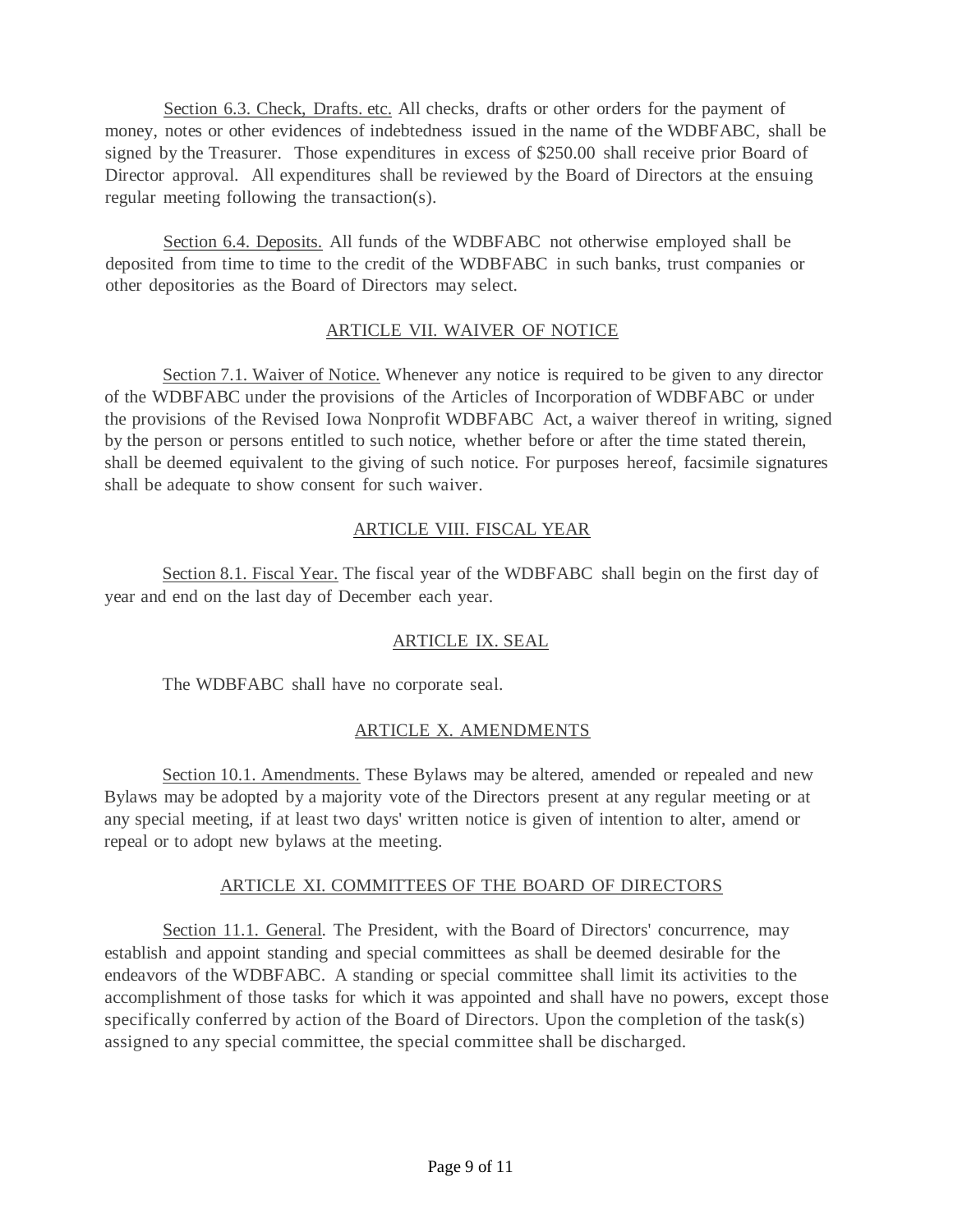Section 6.3. Check, Drafts. etc. All checks, drafts or other orders for the payment of money, notes or other evidences of indebtedness issued in the name of the WDBFABC, shall be signed by the Treasurer. Those expenditures in excess of $250.00 shall receive prior Board of Director approval. All expenditures shall be reviewed by the Board of Directors at the ensuing regular meeting following the transaction(s).

Section 6.4. Deposits. All funds of the WDBFABC not otherwise employed shall be deposited from time to time to the credit of the WDBFABC in such banks, trust companies or other depositories as the Board of Directors may select.

## ARTICLE VII. WAIVER OF NOTICE

Section 7.1. Waiver of Notice. Whenever any notice is required to be given to any director of the WDBFABC under the provisions of the Articles of Incorporation of WDBFABC or under the provisions of the Revised Iowa Nonprofit WDBFABC Act, a waiver thereof in writing, signed by the person or persons entitled to such notice, whether before or after the time stated therein, shall be deemed equivalent to the giving of such notice. For purposes hereof, facsimile signatures shall be adequate to show consent for such waiver.

## ARTICLE VIII. FISCAL YEAR

Section 8.1. Fiscal Year. The fiscal year of the WDBFABC shall begin on the first day of year and end on the last day of December each year.

## ARTICLE IX. SEAL

The WDBFABC shall have no corporate seal.

## ARTICLE X. AMENDMENTS

Section 10.1. Amendments. These Bylaws may be altered, amended or repealed and new Bylaws may be adopted by a majority vote of the Directors present at any regular meeting or at any special meeting, if at least two days' written notice is given of intention to alter, amend or repeal or to adopt new bylaws at the meeting.

## ARTICLE XI. COMMITTEES OF THE BOARD OF DIRECTORS

Section 11.1. General. The President, with the Board of Directors' concurrence, may establish and appoint standing and special committees as shall be deemed desirable for the endeavors of the WDBFABC. A standing or special committee shall limit its activities to the accomplishment of those tasks for which it was appointed and shall have no powers, except those specifically conferred by action of the Board of Directors. Upon the completion of the task(s) assigned to any special committee, the special committee shall be discharged.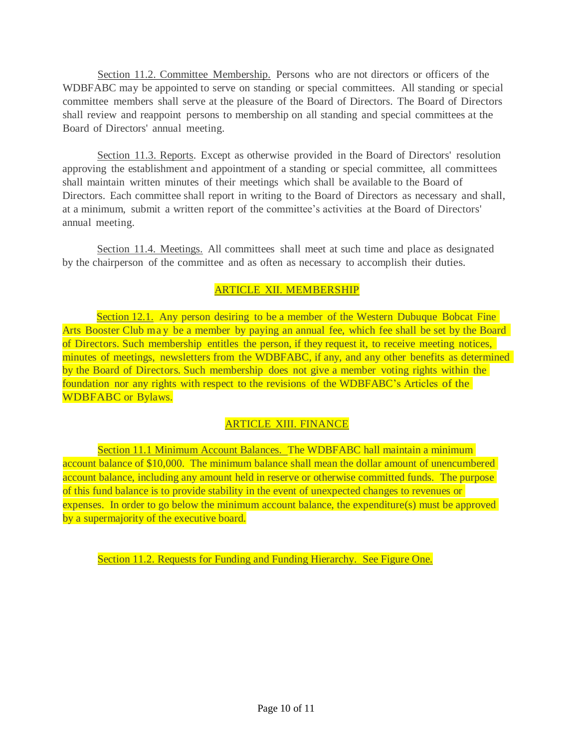Section 11.2. Committee Membership. Persons who are not directors or officers of the WDBFABC may be appointed to serve on standing or special committees. All standing or special committee members shall serve at the pleasure of the Board of Directors. The Board of Directors shall review and reappoint persons to membership on all standing and special committees at the Board of Directors' annual meeting.

Section 11.3. Reports. Except as otherwise provided in the Board of Directors' resolution approving the establishment and appointment of a standing or special committee, all committees shall maintain written minutes of their meetings which shall be available to the Board of Directors. Each committee shall report in writing to the Board of Directors as necessary and shall, at a minimum, submit a written report of the committee's activities at the Board of Directors' annual meeting.

Section 11.4. Meetings. All committees shall meet at such time and place as designated by the chairperson of the committee and as often as necessary to accomplish their duties.

## ARTICLE XII. MEMBERSHIP

Section 12.1. Any person desiring to be a member of the Western Dubuque Bobcat Fine Arts Booster Club may be a member by paying an annual fee, which fee shall be set by the Board of Directors. Such membership entitles the person, if they request it, to receive meeting notices, minutes of meetings, newsletters from the WDBFABC, if any, and any other benefits as determined by the Board of Directors. Such membership does not give a member voting rights within the foundation nor any rights with respect to the revisions of the WDBFABC's Articles of the WDBFABC or Bylaws.

## ARTICLE XIII. FINANCE

Section 11.1 Minimum Account Balances. The WDBFABC hall maintain a minimum account balance of $10,000. The minimum balance shall mean the dollar amount of unencumbered account balance, including any amount held in reserve or otherwise committed funds. The purpose of this fund balance is to provide stability in the event of unexpected changes to revenues or expenses. In order to go below the minimum account balance, the expenditure(s) must be approved by a supermajority of the executive board.

Section 11.2. Requests for Funding and Funding Hierarchy. See Figure One.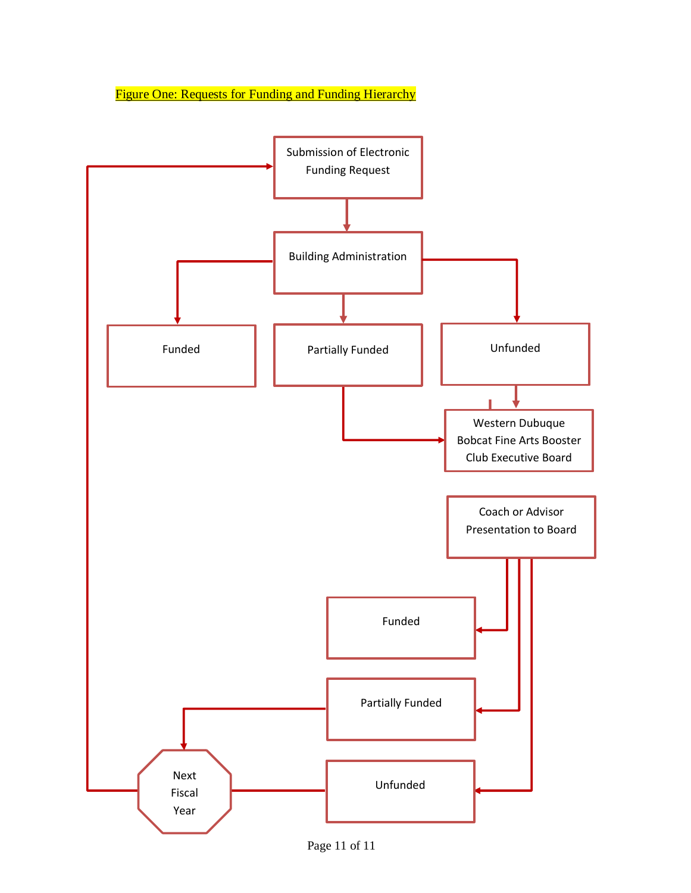Figure One: Requests for Funding and Funding Hierarchy

Submission of Electronic Funding Request

Building Administration

Funded

Partially Funded

Unfunded

Western Dubuque Bobcat Fine Arts Booster Club Executive Board

Coach or Advisor Presentation to Board

Funded

Partially Funded

Unfunded

Next Fiscal Year